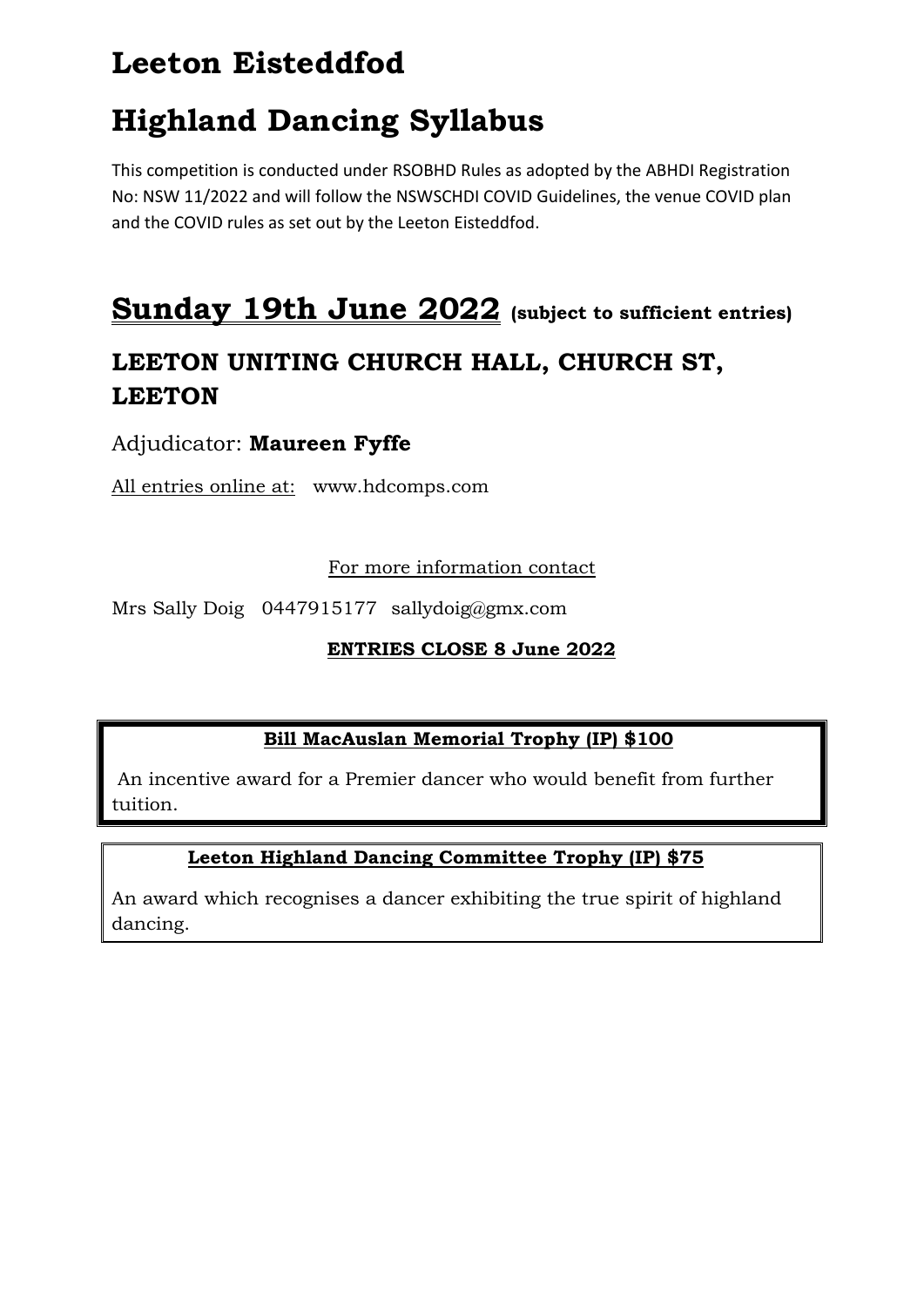# Leeton Eisteddfod

# Highland Dancing Syllabus

This competition is conducted under RSOBHD Rules as adopted by the ABHDI Registration No: NSW 11/2022 and will follow the NSWSCHDI COVID Guidelines, the venue COVID plan and the COVID rules as set out by the Leeton Eisteddfod.

## **Sunday 19th June 2022** (subject to sufficient entries)

### LEETON UNITING CHURCH HALL, CHURCH ST, LEETON

Adjudicator: **Maureen Fyffe**

All entries online at: www.hdcomps.com

For more information contact

Mrs Sally Doig 0447915177 sallydoig@gmx.com

**ENTRIES CLOSE 8 June 2022**

**Bill MacAuslan Memorial Trophy (IP) $100**

An incentive award for a Premier dancer who would benefit from further tuition.

**Leeton Highland Dancing Committee Trophy (IP) $75**

An award which recognises a dancer exhibiting the true spirit of highland dancing.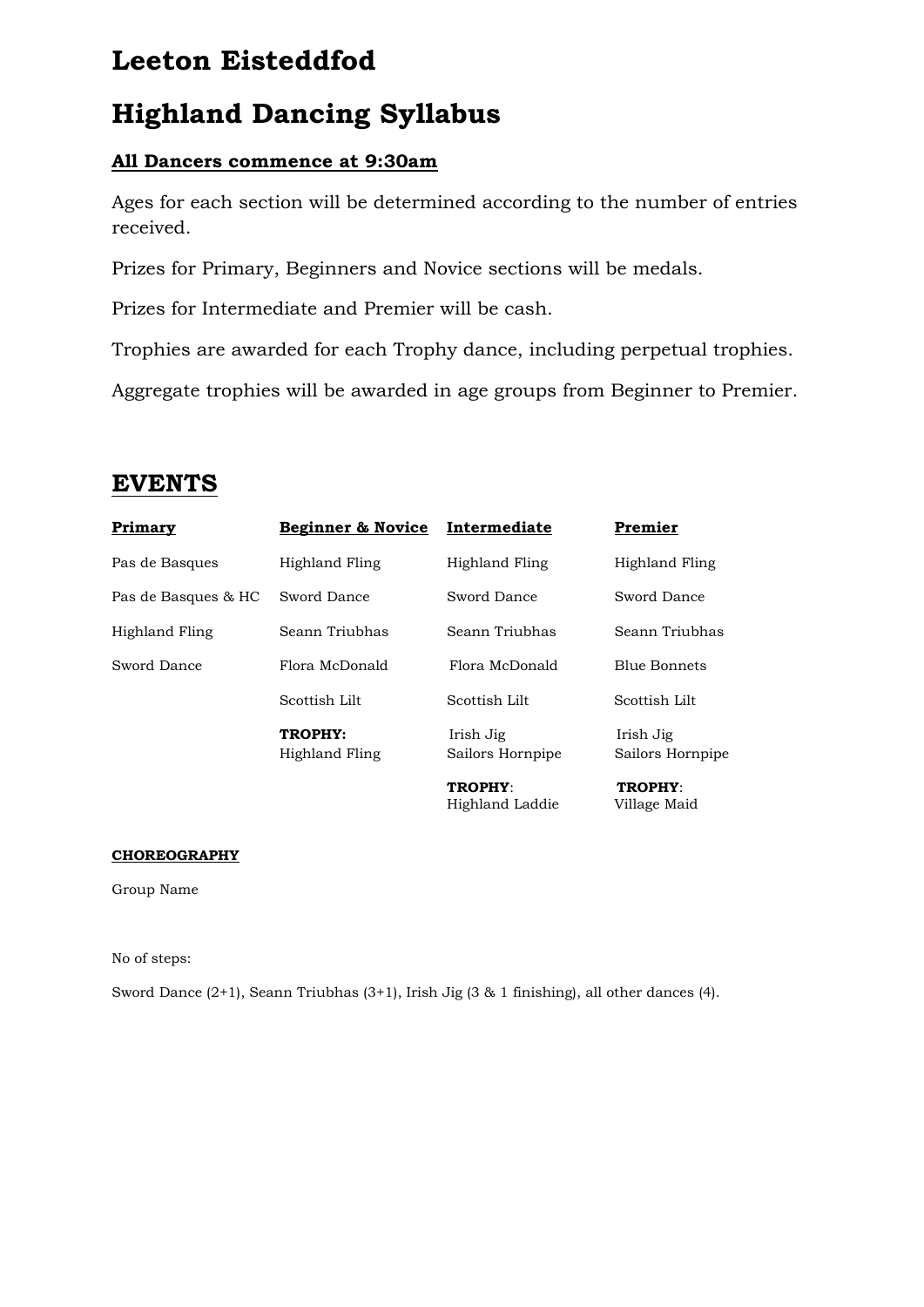# Leeton Eisteddfod

# Highland Dancing Syllabus

**All Dancers commence at 9:30am**

Ages for each section will be determined according to the number of entries received.

Prizes for Primary, Beginners and Novice sections will be medals.

Prizes for Intermediate and Premier will be cash.

Trophies are awarded for each Trophy dance, including perpetual trophies.

Aggregate trophies will be awarded in age groups from Beginner to Premier.

## EVENTS

| Primary | Beginner & Novice | Intermediate | Premier |
|---|---|---|---|
| Pas de Basques | Highland Fling | Highland Fling | Highland Fling |
| Pas de Basques & HC | Sword Dance | Sword Dance | Sword Dance |
| Highland Fling | Seann Triubhas | Seann Triubhas | Seann Triubhas |
| Sword Dance | Flora McDonald | Flora McDonald | Blue Bonnets |
| | Scottish Lilt | Scottish Lilt | Scottish Lilt |
| | **TROPHY:** Highland Fling | Irish Jig | Irish Jig |
| | | Sailors Hornpipe | Sailors Hornpipe |
| | | **TROPHY**: Highland Laddie | **TROPHY**: Village Maid |

**CHOREOGRAPHY**

Group Name

No of steps:

Sword Dance (2+1), Seann Triubhas (3+1), Irish Jig (3 & 1 finishing), all other dances (4).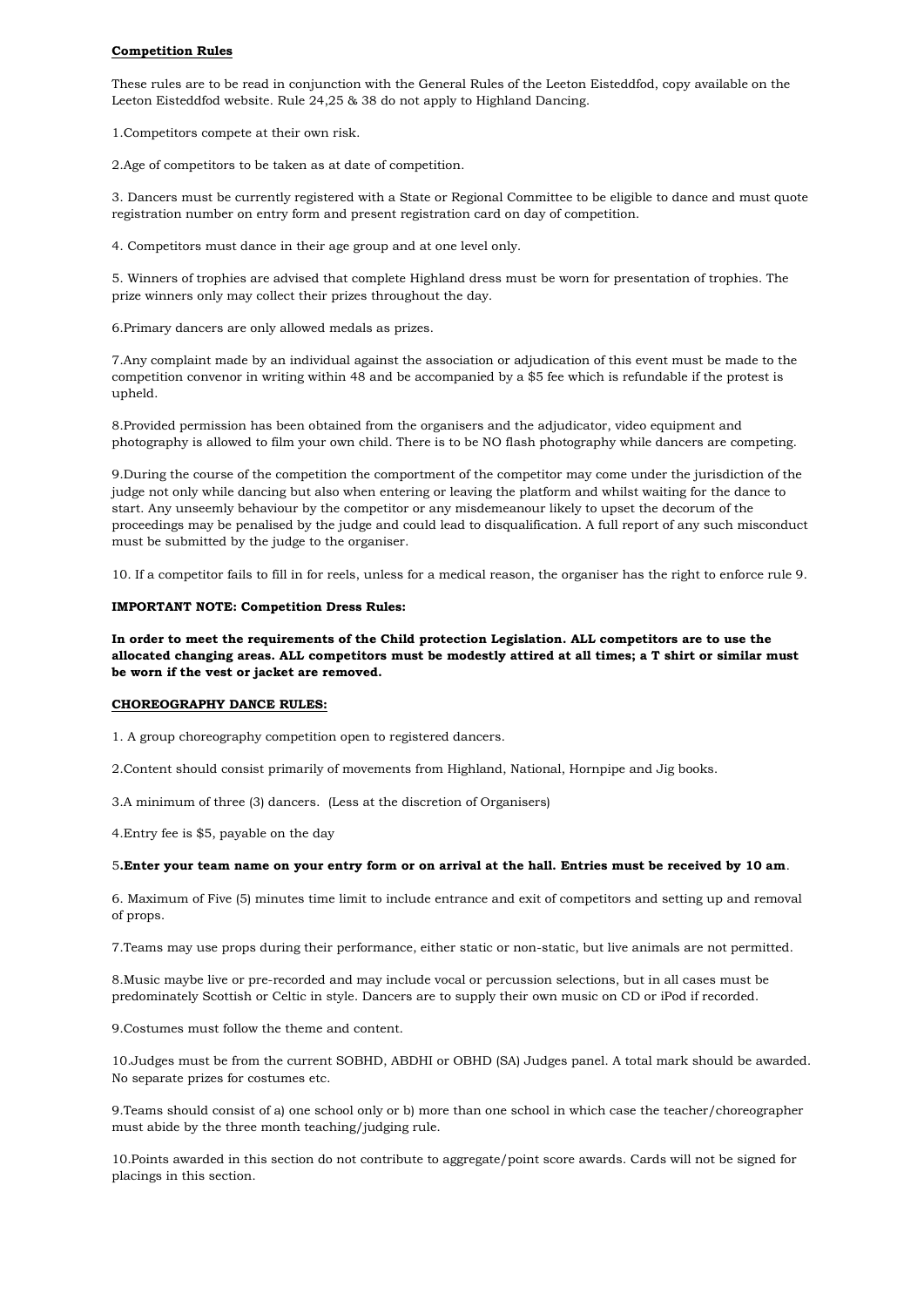**Competition Rules**

These rules are to be read in conjunction with the General Rules of the Leeton Eisteddfod, copy available on the Leeton Eisteddfod website. Rule 24,25 & 38 do not apply to Highland Dancing.

1.Competitors compete at their own risk.

2.Age of competitors to be taken as at date of competition.

3. Dancers must be currently registered with a State or Regional Committee to be eligible to dance and must quote registration number on entry form and present registration card on day of competition.

4. Competitors must dance in their age group and at one level only.

5. Winners of trophies are advised that complete Highland dress must be worn for presentation of trophies. The prize winners only may collect their prizes throughout the day.

6.Primary dancers are only allowed medals as prizes.

7.Any complaint made by an individual against the association or adjudication of this event must be made to the competition convenor in writing within 48 and be accompanied by a $5 fee which is refundable if the protest is upheld.

8.Provided permission has been obtained from the organisers and the adjudicator, video equipment and photography is allowed to film your own child. There is to be NO flash photography while dancers are competing.

9.During the course of the competition the comportment of the competitor may come under the jurisdiction of the judge not only while dancing but also when entering or leaving the platform and whilst waiting for the dance to start. Any unseemly behaviour by the competitor or any misdemeanour likely to upset the decorum of the proceedings may be penalised by the judge and could lead to disqualification. A full report of any such misconduct must be submitted by the judge to the organiser.

10. If a competitor fails to fill in for reels, unless for a medical reason, the organiser has the right to enforce rule 9.

**IMPORTANT NOTE: Competition Dress Rules:**

**In order to meet the requirements of the Child protection Legislation. ALL competitors are to use the allocated changing areas. ALL competitors must be modestly attired at all times; a T shirt or similar must be worn if the vest or jacket are removed.**

**CHOREOGRAPHY DANCE RULES:**

1. A group choreography competition open to registered dancers.

2.Content should consist primarily of movements from Highland, National, Hornpipe and Jig books.

3.A minimum of three (3) dancers. (Less at the discretion of Organisers)

4.Entry fee is $5, payable on the day

5**.Enter your team name on your entry form or on arrival at the hall. Entries must be received by 10 am**.

6. Maximum of Five (5) minutes time limit to include entrance and exit of competitors and setting up and removal of props.

7.Teams may use props during their performance, either static or non-static, but live animals are not permitted.

8.Music maybe live or pre-recorded and may include vocal or percussion selections, but in all cases must be predominately Scottish or Celtic in style. Dancers are to supply their own music on CD or iPod if recorded.

9.Costumes must follow the theme and content.

10.Judges must be from the current SOBHD, ABDHI or OBHD (SA) Judges panel. A total mark should be awarded. No separate prizes for costumes etc.

9.Teams should consist of a) one school only or b) more than one school in which case the teacher/choreographer must abide by the three month teaching/judging rule.

10.Points awarded in this section do not contribute to aggregate/point score awards. Cards will not be signed for placings in this section.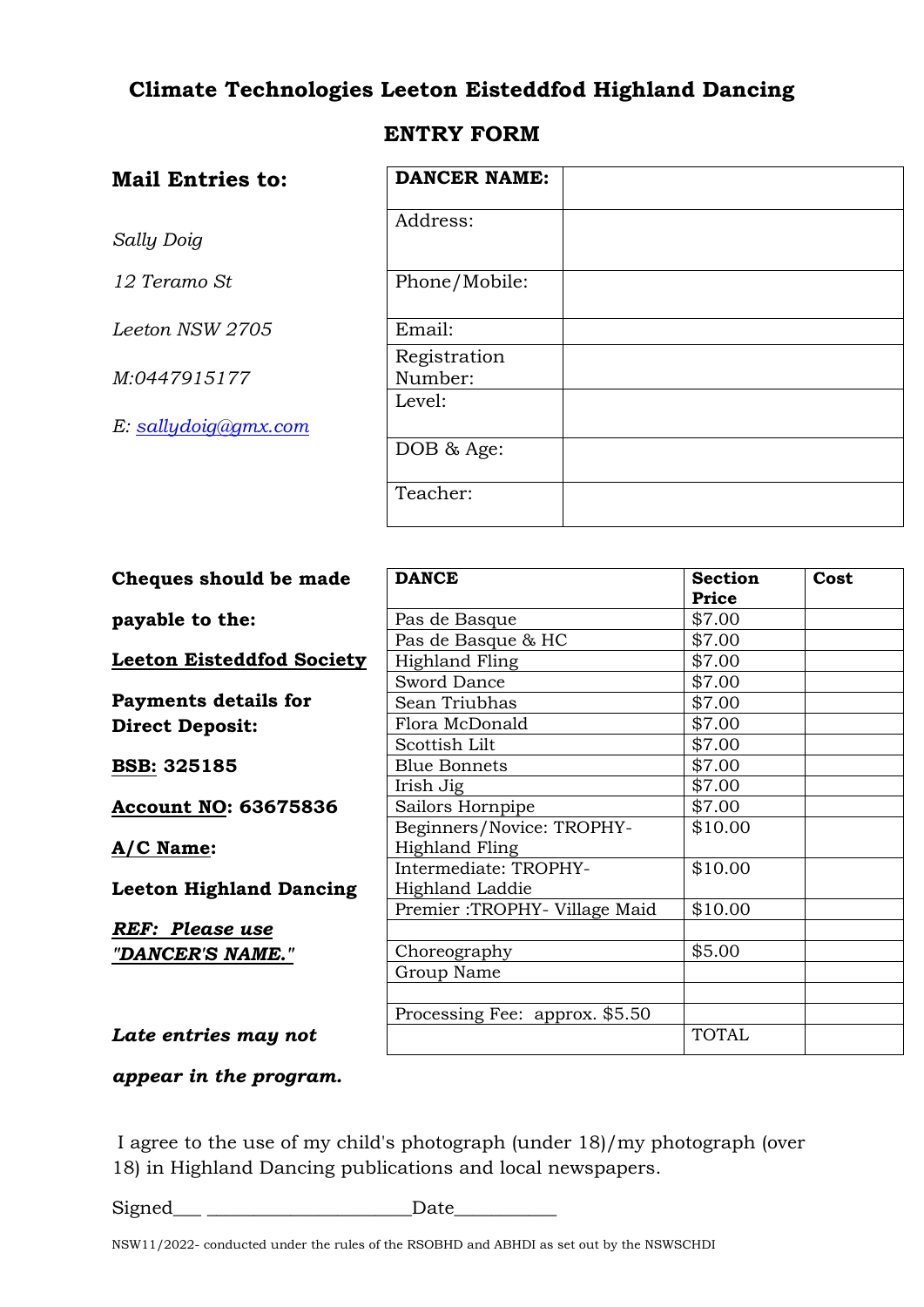# Climate Technologies Leeton Eisteddfod Highland Dancing

## ENTRY FORM

**Mail Entries to:**

*Sally Doig*

*12 Teramo St*

*Leeton NSW 2705*

*M:0447915177*

*E: sallydoig@gmx.com*

| | |
|---|---|
| **DANCER NAME:** | |
| Address: | |
| Phone/Mobile: | |
| Email: | |
| Registration Number: | |
| Level: | |
| DOB & Age: | |
| Teacher: | |

**Cheques should be made payable to the:**

**Leeton Eisteddfod Society**

**Payments details for Direct Deposit:**

**BSB: 325185**

**Account NO: 63675836**

**A/C Name:**

**Leeton Highland Dancing**

***REF: Please use "DANCER'S NAME."***

***Late entries may not appear in the program.***

| DANCE | Section Price | Cost |
|---|---|---|
| Pas de Basque | $7.00 | |
| Pas de Basque & HC | $7.00 | |
| Highland Fling | $7.00 | |
| Sword Dance | $7.00 | |
| Sean Triubhas | $7.00 | |
| Flora McDonald | $7.00 | |
| Scottish Lilt | $7.00 | |
| Blue Bonnets | $7.00 | |
| Irish Jig | $7.00 | |
| Sailors Hornpipe | $7.00 | |
| Beginners/Novice: TROPHY- Highland Fling | $10.00 | |
| Intermediate: TROPHY- Highland Laddie | $10.00 | |
| Premier :TROPHY- Village Maid | $10.00 | |
| | | |
| Choreography | $5.00 | |
| Group Name | | |
| | | |
| Processing Fee: approx. $5.50 | | |
| | TOTAL | |

I agree to the use of my child's photograph (under 18)/my photograph (over 18) in Highland Dancing publications and local newspapers.

Signed___ ______________________Date___________

NSW11/2022- conducted under the rules of the RSOBHD and ABHDI as set out by the NSWSCHDI